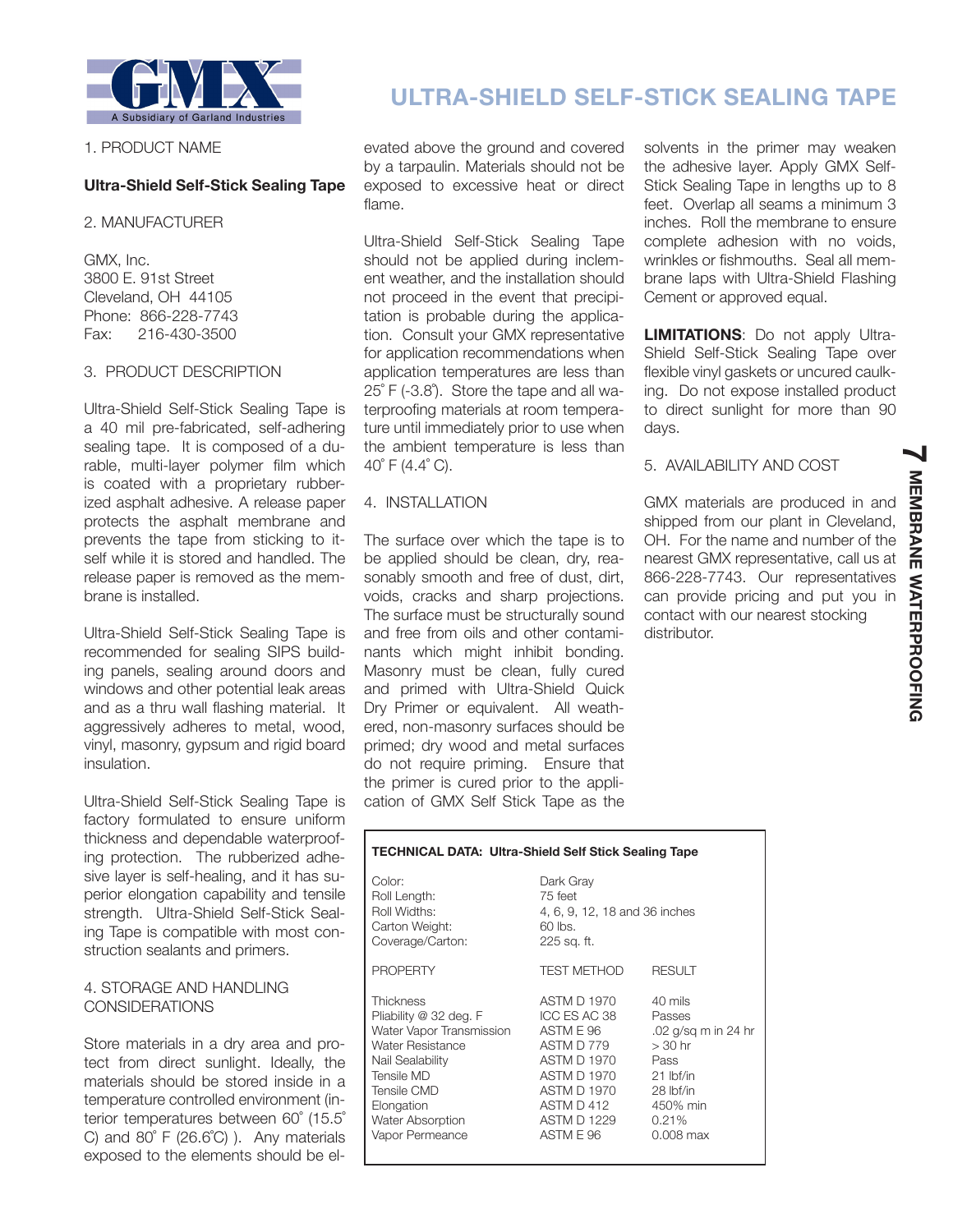GMX
A Subsidiary of Garland Industries

# ULTRA-SHIELD SELF-STICK SEALING TAPE

1. PRODUCT NAME

**Ultra-Shield Self-Stick Sealing Tape**

2. MANUFACTURER

GMX, Inc.
3800 E. 91st Street
Cleveland, OH 44105
Phone: 866-228-7743
Fax: 216-430-3500

3. PRODUCT DESCRIPTION

Ultra-Shield Self-Stick Sealing Tape is a 40 mil pre-fabricated, self-adhering sealing tape. It is composed of a durable, multi-layer polymer film which is coated with a proprietary rubberized asphalt adhesive. A release paper protects the asphalt membrane and prevents the tape from sticking to itself while it is stored and handled. The release paper is removed as the membrane is installed.

Ultra-Shield Self-Stick Sealing Tape is recommended for sealing SIPS building panels, sealing around doors and windows and other potential leak areas and as a thru wall flashing material. It aggressively adheres to metal, wood, vinyl, masonry, gypsum and rigid board insulation.

Ultra-Shield Self-Stick Sealing Tape is factory formulated to ensure uniform thickness and dependable waterproofing protection. The rubberized adhesive layer is self-healing, and it has superior elongation capability and tensile strength. Ultra-Shield Self-Stick Sealing Tape is compatible with most construction sealants and primers.

4. STORAGE AND HANDLING CONSIDERATIONS

Store materials in a dry area and protect from direct sunlight. Ideally, the materials should be stored inside in a temperature controlled environment (interior temperatures between 60° (15.5° C) and 80° F (26.6°C) ). Any materials exposed to the elements should be elevated above the ground and covered by a tarpaulin. Materials should not be exposed to excessive heat or direct flame.

Ultra-Shield Self-Stick Sealing Tape should not be applied during inclement weather, and the installation should not proceed in the event that precipitation is probable during the application. Consult your GMX representative for application recommendations when application temperatures are less than 25° F (-3.8°). Store the tape and all waterproofing materials at room temperature until immediately prior to use when the ambient temperature is less than 40° F (4.4° C).

4. INSTALLATION

The surface over which the tape is to be applied should be clean, dry, reasonably smooth and free of dust, dirt, voids, cracks and sharp projections. The surface must be structurally sound and free from oils and other contaminants which might inhibit bonding. Masonry must be clean, fully cured and primed with Ultra-Shield Quick Dry Primer or equivalent. All weathered, non-masonry surfaces should be primed; dry wood and metal surfaces do not require priming. Ensure that the primer is cured prior to the application of GMX Self Stick Tape as the solvents in the primer may weaken the adhesive layer. Apply GMX Self-Stick Sealing Tape in lengths up to 8 feet. Overlap all seams a minimum 3 inches. Roll the membrane to ensure complete adhesion with no voids, wrinkles or fishmouths. Seal all membrane laps with Ultra-Shield Flashing Cement or approved equal.

**LIMITATIONS**: Do not apply Ultra-Shield Self-Stick Sealing Tape over flexible vinyl gaskets or uncured caulking. Do not expose installed product to direct sunlight for more than 90 days.

5. AVAILABILITY AND COST

GMX materials are produced in and shipped from our plant in Cleveland, OH. For the name and number of the nearest GMX representative, call us at 866-228-7743. Our representatives can provide pricing and put you in contact with our nearest stocking distributor.

**TECHNICAL DATA: Ultra-Shield Self Stick Sealing Tape**

| | |
|---|---|
| Color: | Dark Gray |
| Roll Length: | 75 feet |
| Roll Widths: | 4, 6, 9, 12, 18 and 36 inches |
| Carton Weight: | 60 lbs. |
| Coverage/Carton: | 225 sq. ft. |

| PROPERTY | TEST METHOD | RESULT |
|---|---|---|
| Thickness | ASTM D 1970 | 40 mils |
| Pliability @ 32 deg. F | ICC ES AC 38 | Passes |
| Water Vapor Transmission | ASTM E 96 | .02 g/sq m in 24 hr |
| Water Resistance | ASTM D 779 | > 30 hr |
| Nail Sealability | ASTM D 1970 | Pass |
| Tensile MD | ASTM D 1970 | 21 lbf/in |
| Tensile CMD | ASTM D 1970 | 28 lbf/in |
| Elongation | ASTM D 412 | 450% min |
| Water Absorption | ASTM D 1229 | 0.21% |
| Vapor Permeance | ASTM E 96 | 0.008 max |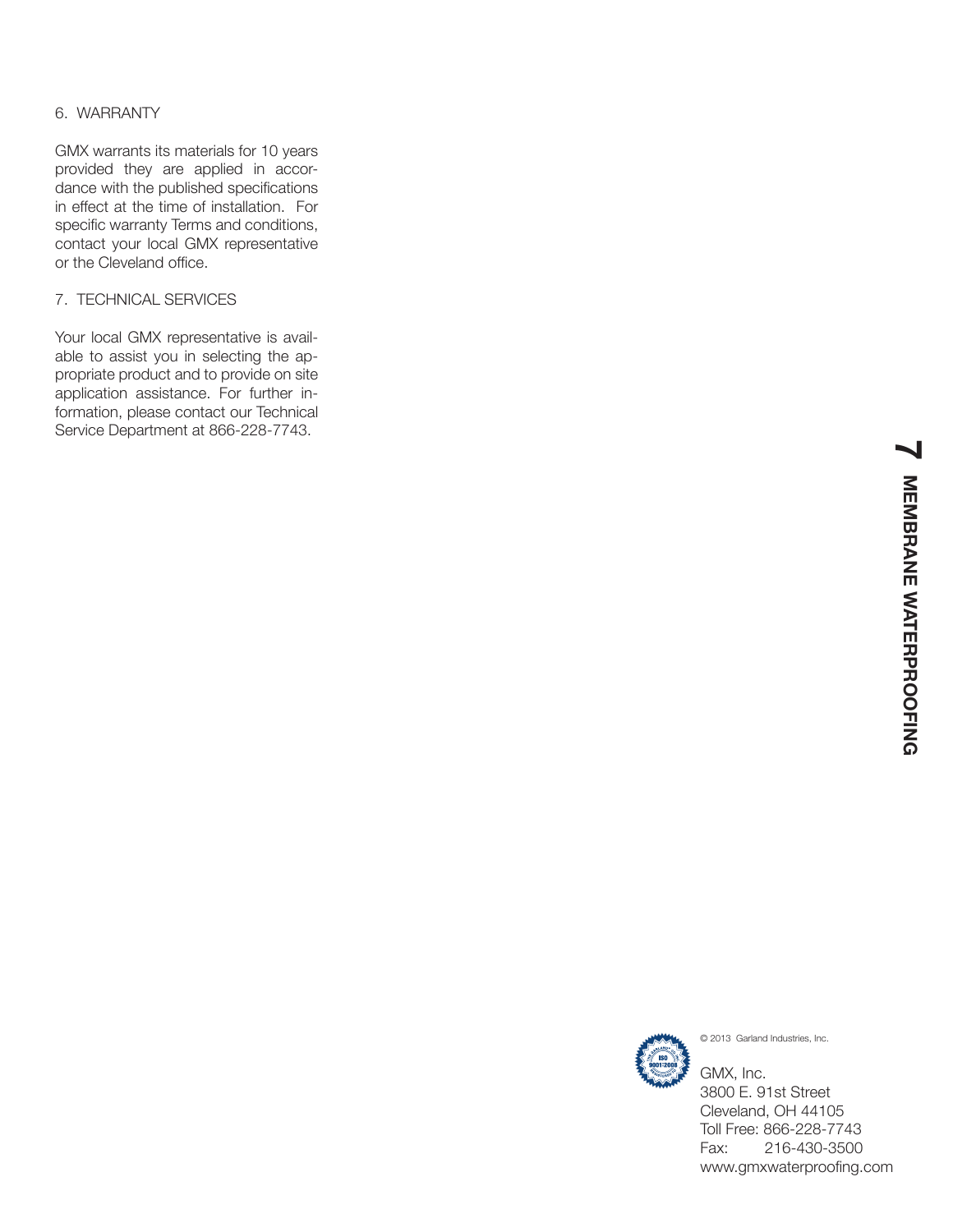## 6. WARRANTY

GMX warrants its materials for 10 years provided they are applied in accordance with the published specifications in effect at the time of installation. For specific warranty Terms and conditions, contact your local GMX representative or the Cleveland office.

## 7. TECHNICAL SERVICES

Your local GMX representative is available to assist you in selecting the appropriate product and to provide on site application assistance. For further information, please contact our Technical Service Department at 866-228-7743.

© 2013 Garland Industries, Inc.

GMX, Inc.
3800 E. 91st Street
Cleveland, OH 44105
Toll Free: 866-228-7743
Fax: 216-430-3500
www.gmxwaterproofing.com